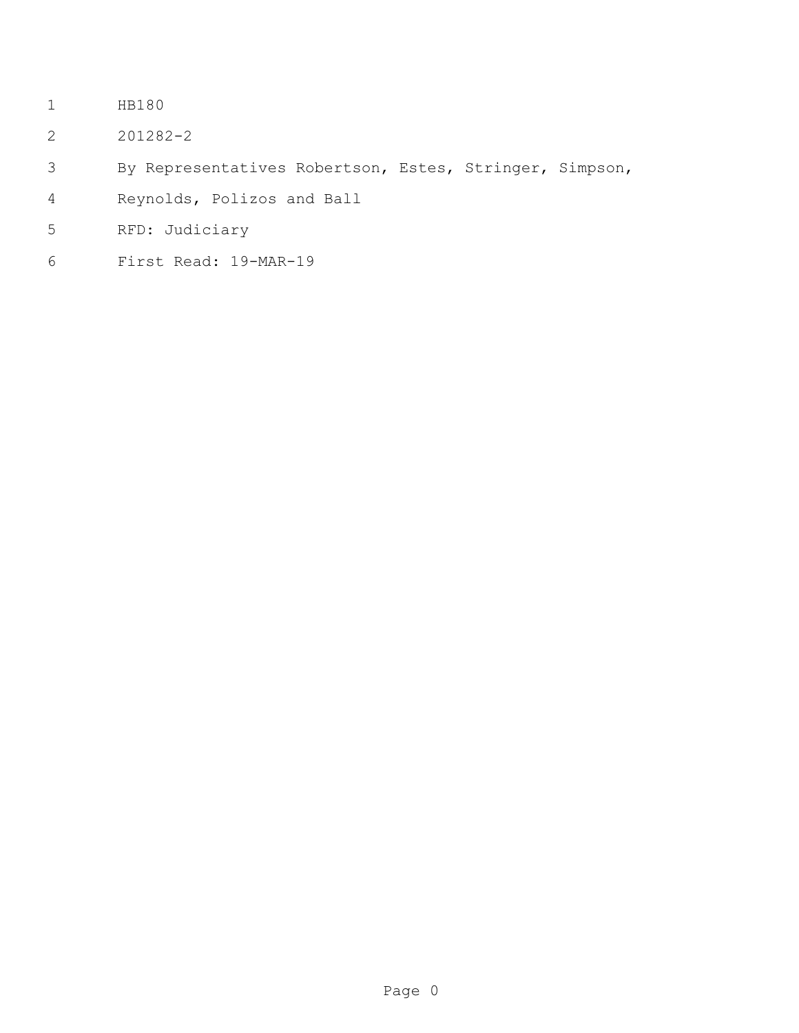HB180

201282-2

By Representatives Robertson, Estes, Stringer, Simpson, Reynolds, Polizos and Ball

RFD: Judiciary

First Read: 19-MAR-19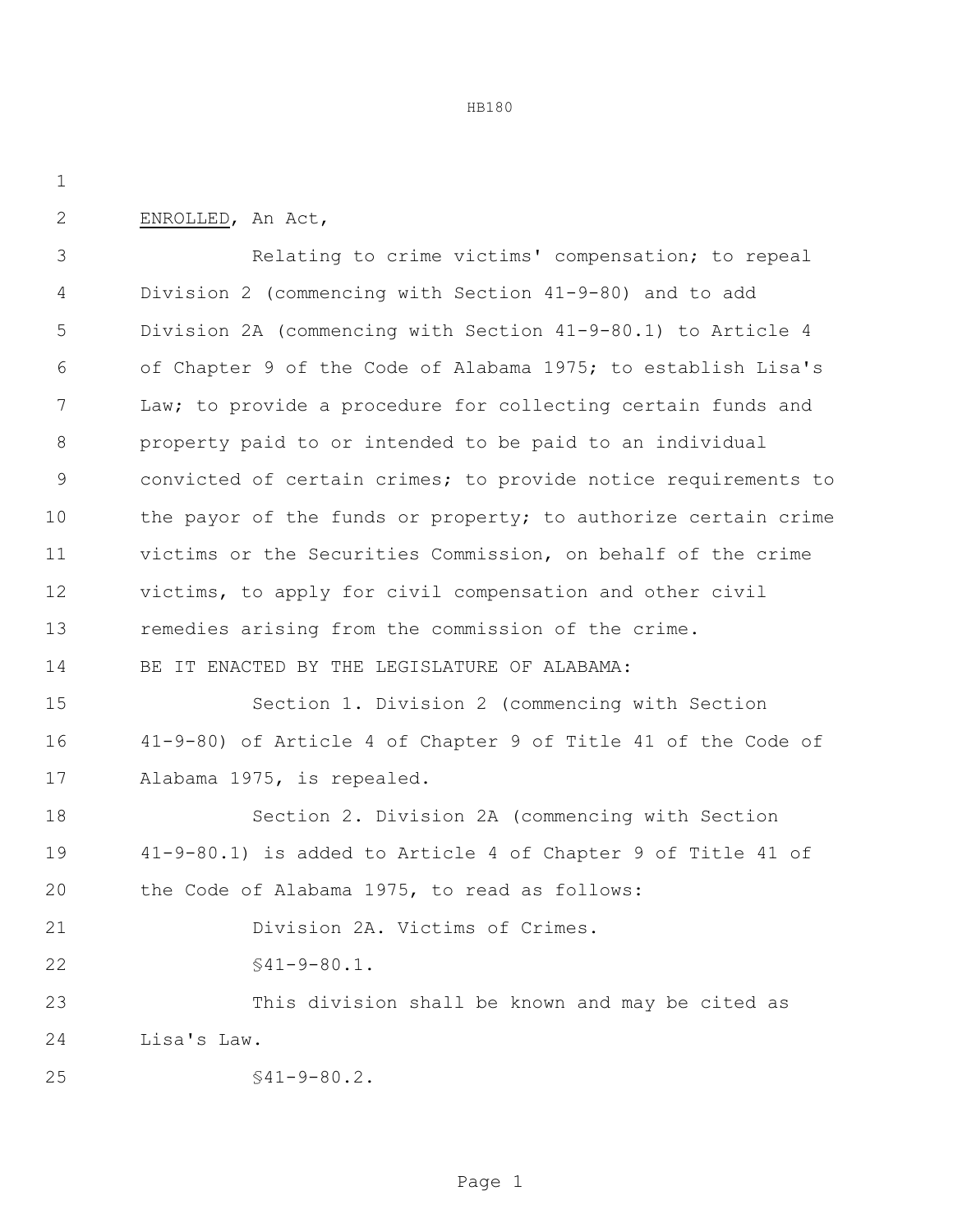ENROLLED, An Act,

Relating to crime victims' compensation; to repeal Division 2 (commencing with Section 41-9-80) and to add Division 2A (commencing with Section 41-9-80.1) to Article 4 of Chapter 9 of the Code of Alabama 1975; to establish Lisa's Law; to provide a procedure for collecting certain funds and property paid to or intended to be paid to an individual convicted of certain crimes; to provide notice requirements to the payor of the funds or property; to authorize certain crime victims or the Securities Commission, on behalf of the crime victims, to apply for civil compensation and other civil remedies arising from the commission of the crime.

BE IT ENACTED BY THE LEGISLATURE OF ALABAMA:

Section 1. Division 2 (commencing with Section 41-9-80) of Article 4 of Chapter 9 of Title 41 of the Code of Alabama 1975, is repealed.

Section 2. Division 2A (commencing with Section 41-9-80.1) is added to Article 4 of Chapter 9 of Title 41 of the Code of Alabama 1975, to read as follows:

Division 2A. Victims of Crimes.

§41-9-80.1.

This division shall be known and may be cited as Lisa's Law.

§41-9-80.2.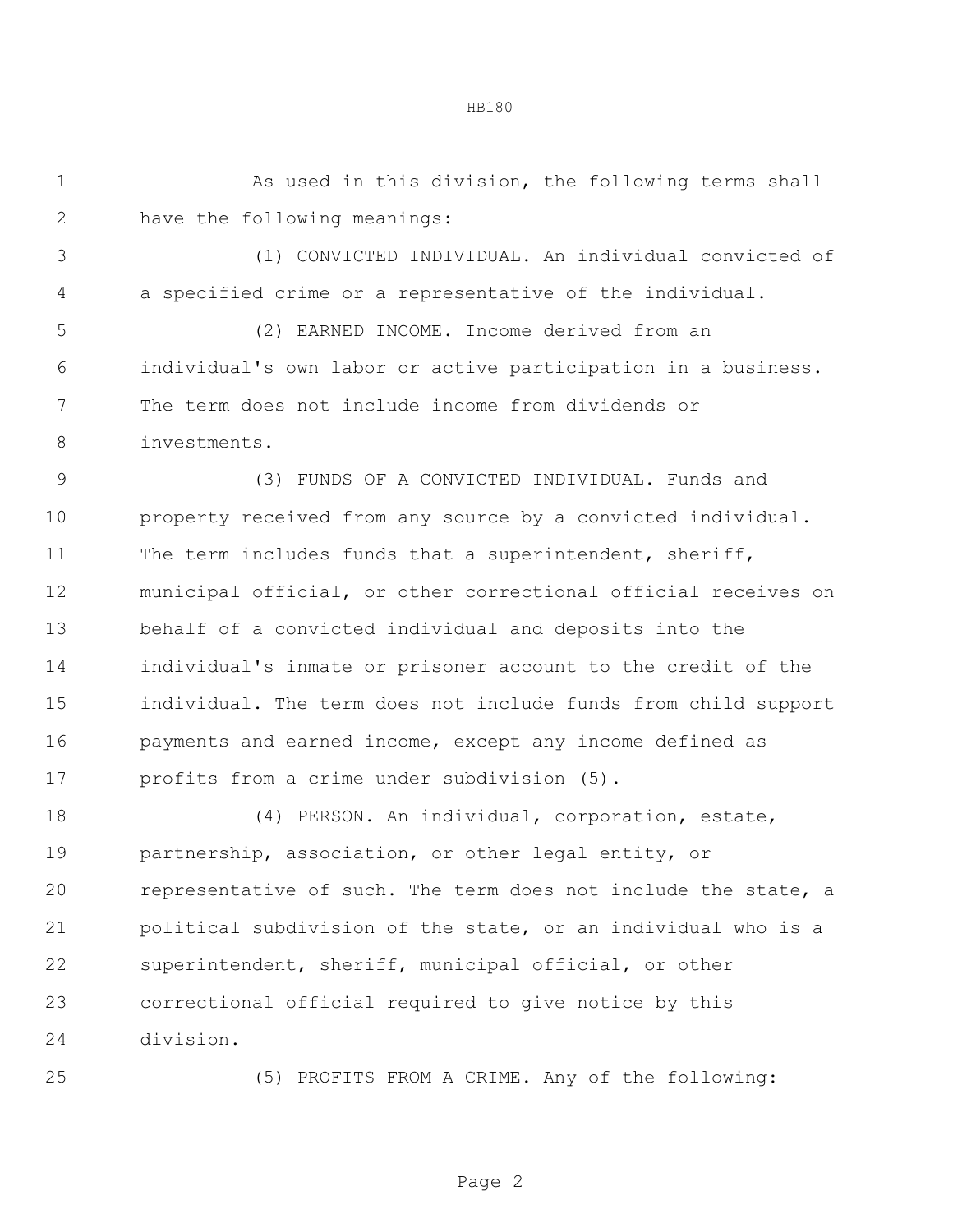As used in this division, the following terms shall have the following meanings:

(1) CONVICTED INDIVIDUAL. An individual convicted of a specified crime or a representative of the individual.

(2) EARNED INCOME. Income derived from an individual's own labor or active participation in a business. The term does not include income from dividends or investments.

(3) FUNDS OF A CONVICTED INDIVIDUAL. Funds and property received from any source by a convicted individual. The term includes funds that a superintendent, sheriff, municipal official, or other correctional official receives on behalf of a convicted individual and deposits into the individual's inmate or prisoner account to the credit of the individual. The term does not include funds from child support payments and earned income, except any income defined as profits from a crime under subdivision (5).

(4) PERSON. An individual, corporation, estate, partnership, association, or other legal entity, or representative of such. The term does not include the state, a political subdivision of the state, or an individual who is a superintendent, sheriff, municipal official, or other correctional official required to give notice by this division.

(5) PROFITS FROM A CRIME. Any of the following: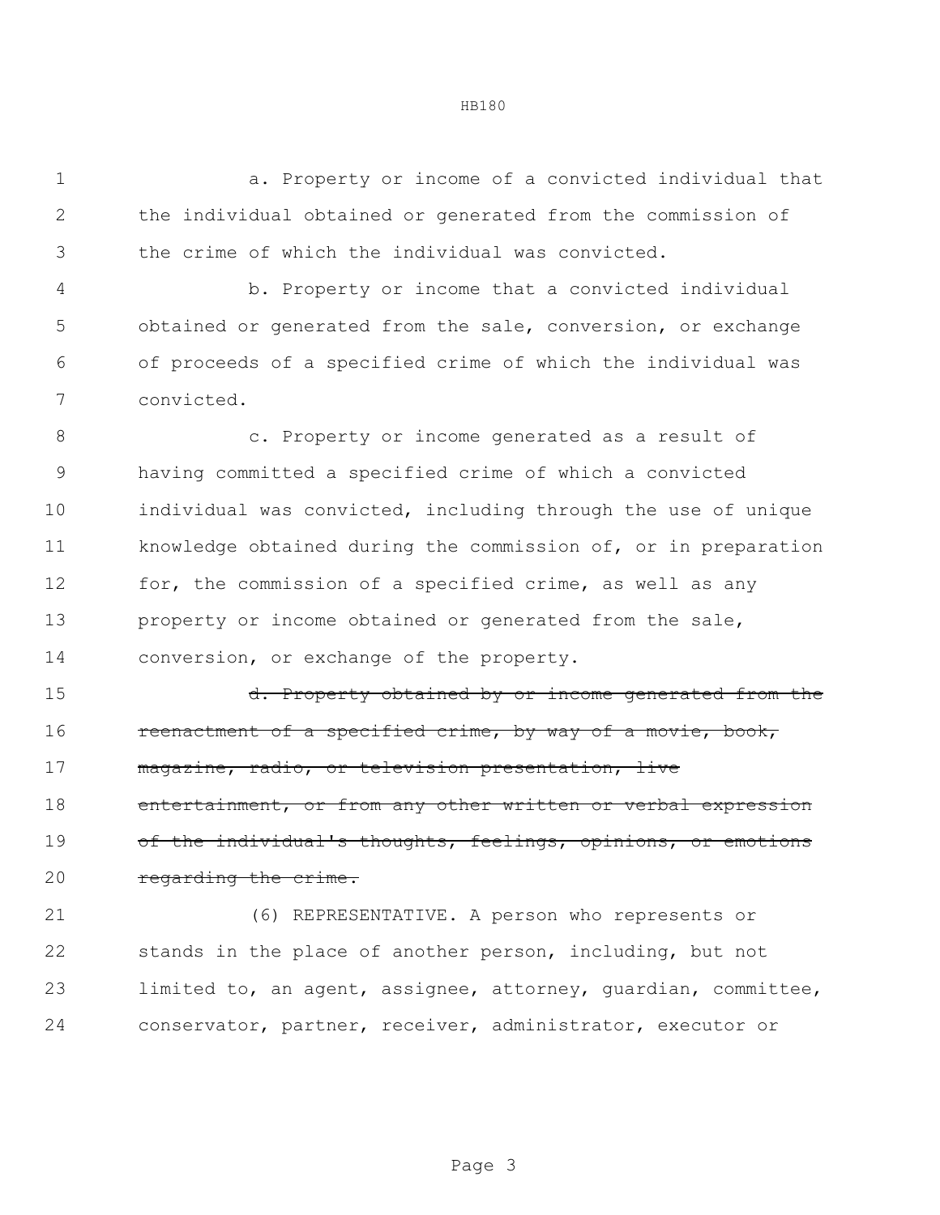a. Property or income of a convicted individual that the individual obtained or generated from the commission of the crime of which the individual was convicted.

b. Property or income that a convicted individual obtained or generated from the sale, conversion, or exchange of proceeds of a specified crime of which the individual was convicted.

c. Property or income generated as a result of having committed a specified crime of which a convicted individual was convicted, including through the use of unique knowledge obtained during the commission of, or in preparation for, the commission of a specified crime, as well as any property or income obtained or generated from the sale, conversion, or exchange of the property.

~~d. Property obtained by or income generated from the reenactment of a specified crime, by way of a movie, book, magazine, radio, or television presentation, live entertainment, or from any other written or verbal expression of the individual's thoughts, feelings, opinions, or emotions regarding the crime.~~

(6) REPRESENTATIVE. A person who represents or stands in the place of another person, including, but not limited to, an agent, assignee, attorney, guardian, committee, conservator, partner, receiver, administrator, executor or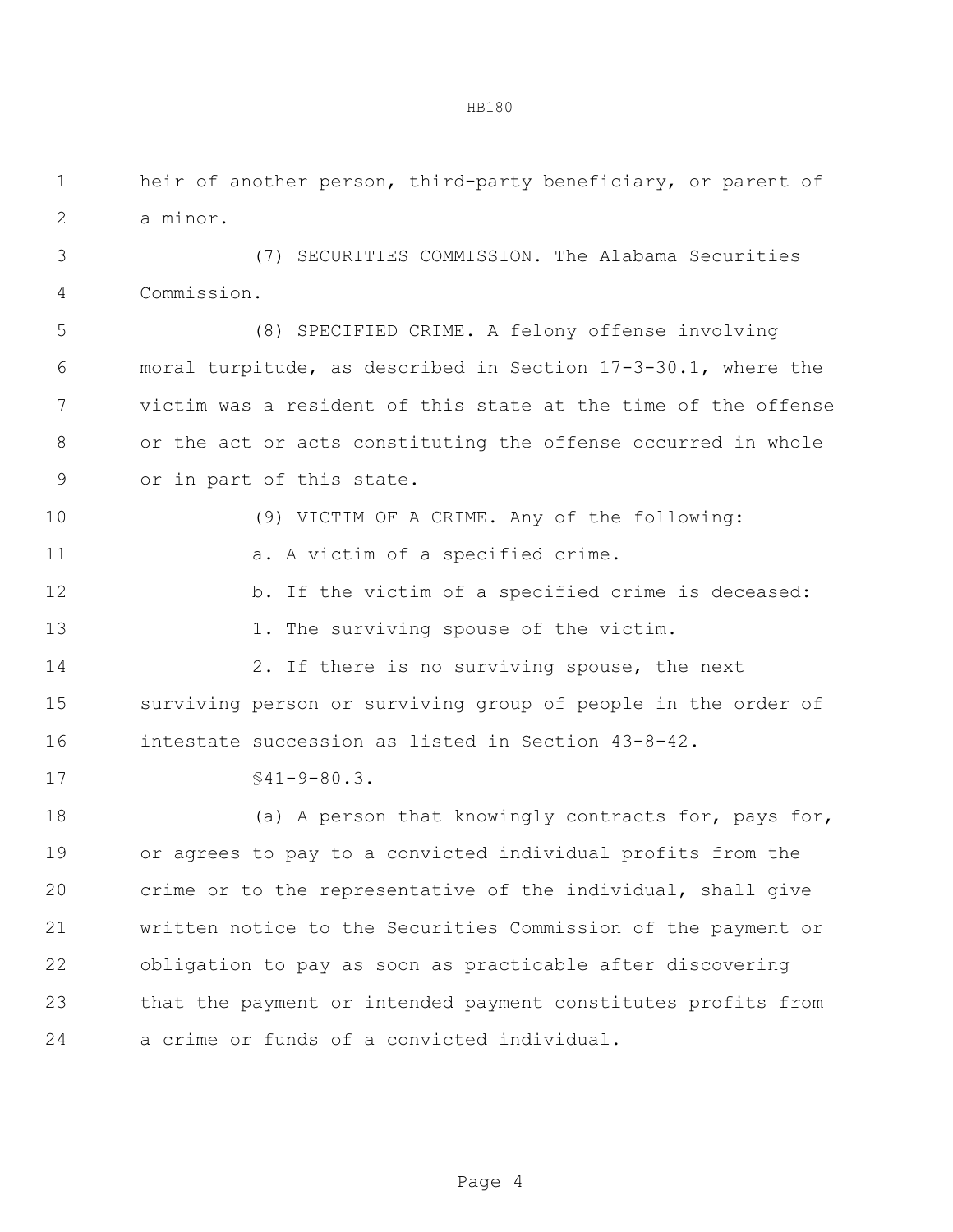heir of another person, third-party beneficiary, or parent of a minor.

(7) SECURITIES COMMISSION. The Alabama Securities Commission.

(8) SPECIFIED CRIME. A felony offense involving moral turpitude, as described in Section 17-3-30.1, where the victim was a resident of this state at the time of the offense or the act or acts constituting the offense occurred in whole or in part of this state.

(9) VICTIM OF A CRIME. Any of the following:

a. A victim of a specified crime.

b. If the victim of a specified crime is deceased:

1. The surviving spouse of the victim.

2. If there is no surviving spouse, the next surviving person or surviving group of people in the order of intestate succession as listed in Section 43-8-42.

§41-9-80.3.

(a) A person that knowingly contracts for, pays for, or agrees to pay to a convicted individual profits from the crime or to the representative of the individual, shall give written notice to the Securities Commission of the payment or obligation to pay as soon as practicable after discovering that the payment or intended payment constitutes profits from a crime or funds of a convicted individual.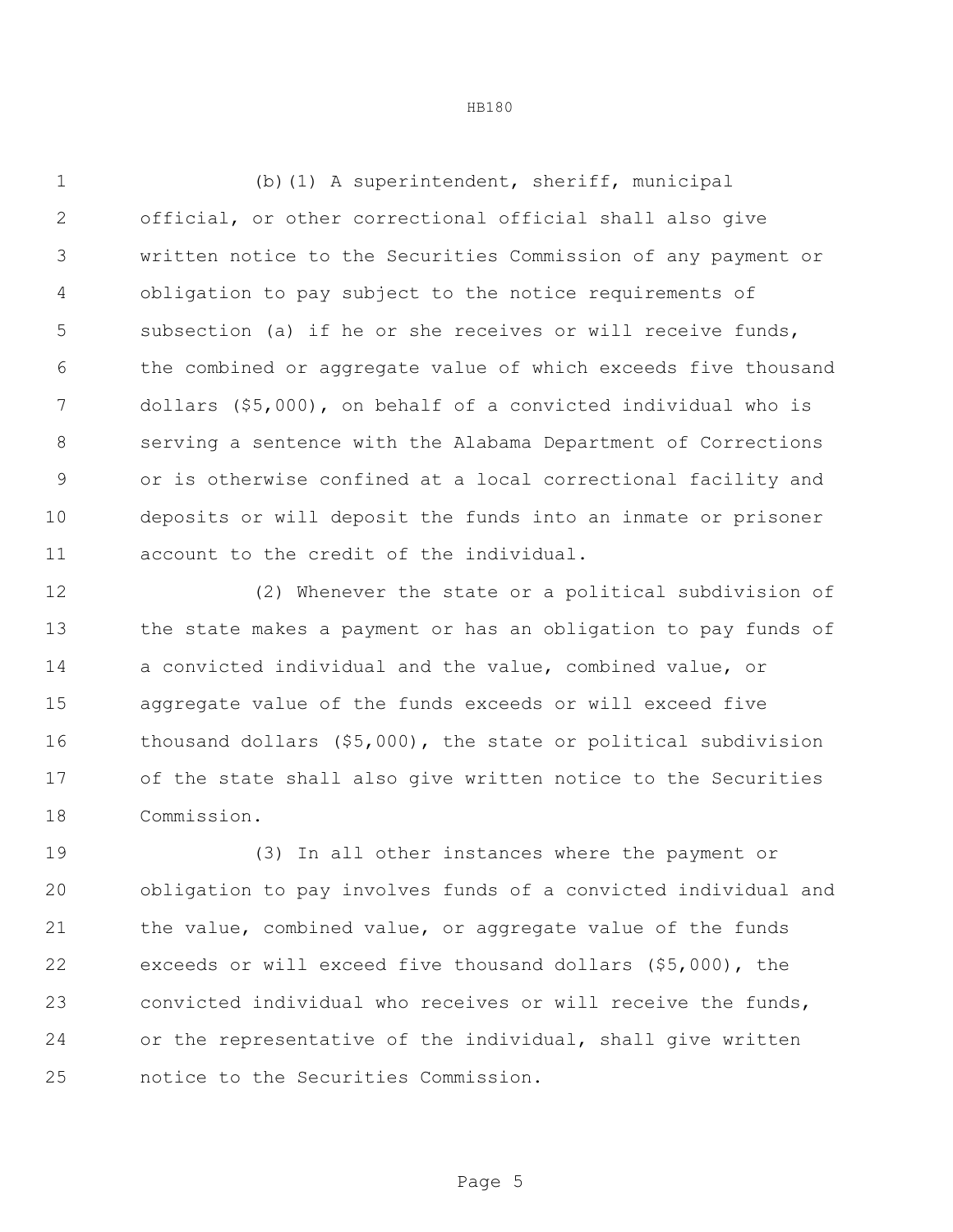(b)(1) A superintendent, sheriff, municipal official, or other correctional official shall also give written notice to the Securities Commission of any payment or obligation to pay subject to the notice requirements of subsection (a) if he or she receives or will receive funds, the combined or aggregate value of which exceeds five thousand dollars ($5,000), on behalf of a convicted individual who is serving a sentence with the Alabama Department of Corrections or is otherwise confined at a local correctional facility and deposits or will deposit the funds into an inmate or prisoner account to the credit of the individual.

(2) Whenever the state or a political subdivision of the state makes a payment or has an obligation to pay funds of a convicted individual and the value, combined value, or aggregate value of the funds exceeds or will exceed five thousand dollars ($5,000), the state or political subdivision of the state shall also give written notice to the Securities Commission.

(3) In all other instances where the payment or obligation to pay involves funds of a convicted individual and the value, combined value, or aggregate value of the funds exceeds or will exceed five thousand dollars ($5,000), the convicted individual who receives or will receive the funds, or the representative of the individual, shall give written notice to the Securities Commission.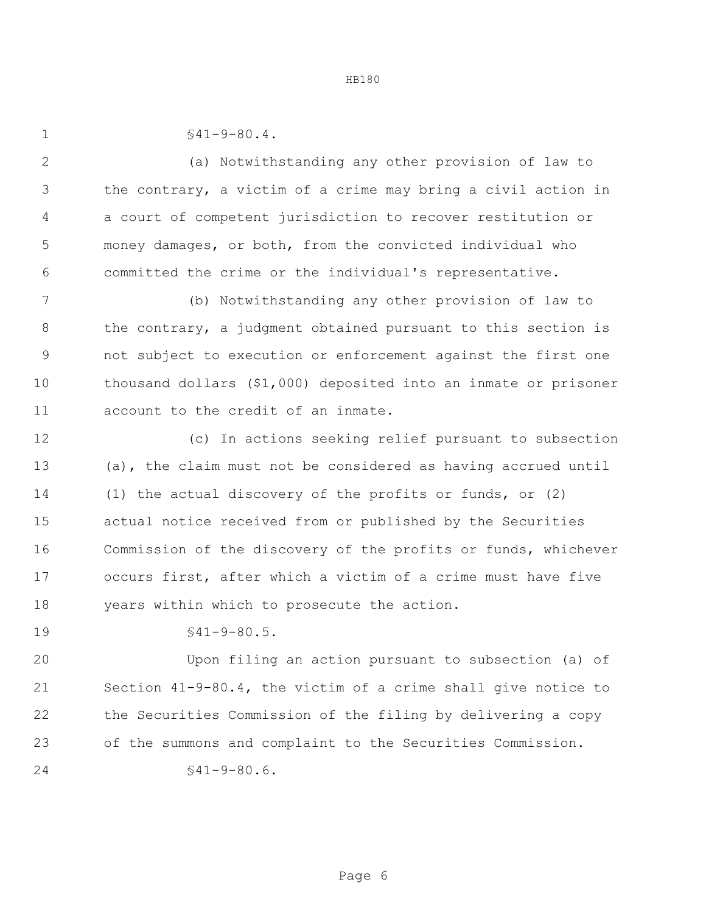§41-9-80.4.

(a) Notwithstanding any other provision of law to the contrary, a victim of a crime may bring a civil action in a court of competent jurisdiction to recover restitution or money damages, or both, from the convicted individual who committed the crime or the individual's representative.

(b) Notwithstanding any other provision of law to the contrary, a judgment obtained pursuant to this section is not subject to execution or enforcement against the first one thousand dollars ($1,000) deposited into an inmate or prisoner account to the credit of an inmate.

(c) In actions seeking relief pursuant to subsection (a), the claim must not be considered as having accrued until (1) the actual discovery of the profits or funds, or (2) actual notice received from or published by the Securities Commission of the discovery of the profits or funds, whichever occurs first, after which a victim of a crime must have five years within which to prosecute the action.

§41-9-80.5.

Upon filing an action pursuant to subsection (a) of Section 41-9-80.4, the victim of a crime shall give notice to the Securities Commission of the filing by delivering a copy of the summons and complaint to the Securities Commission.

§41-9-80.6.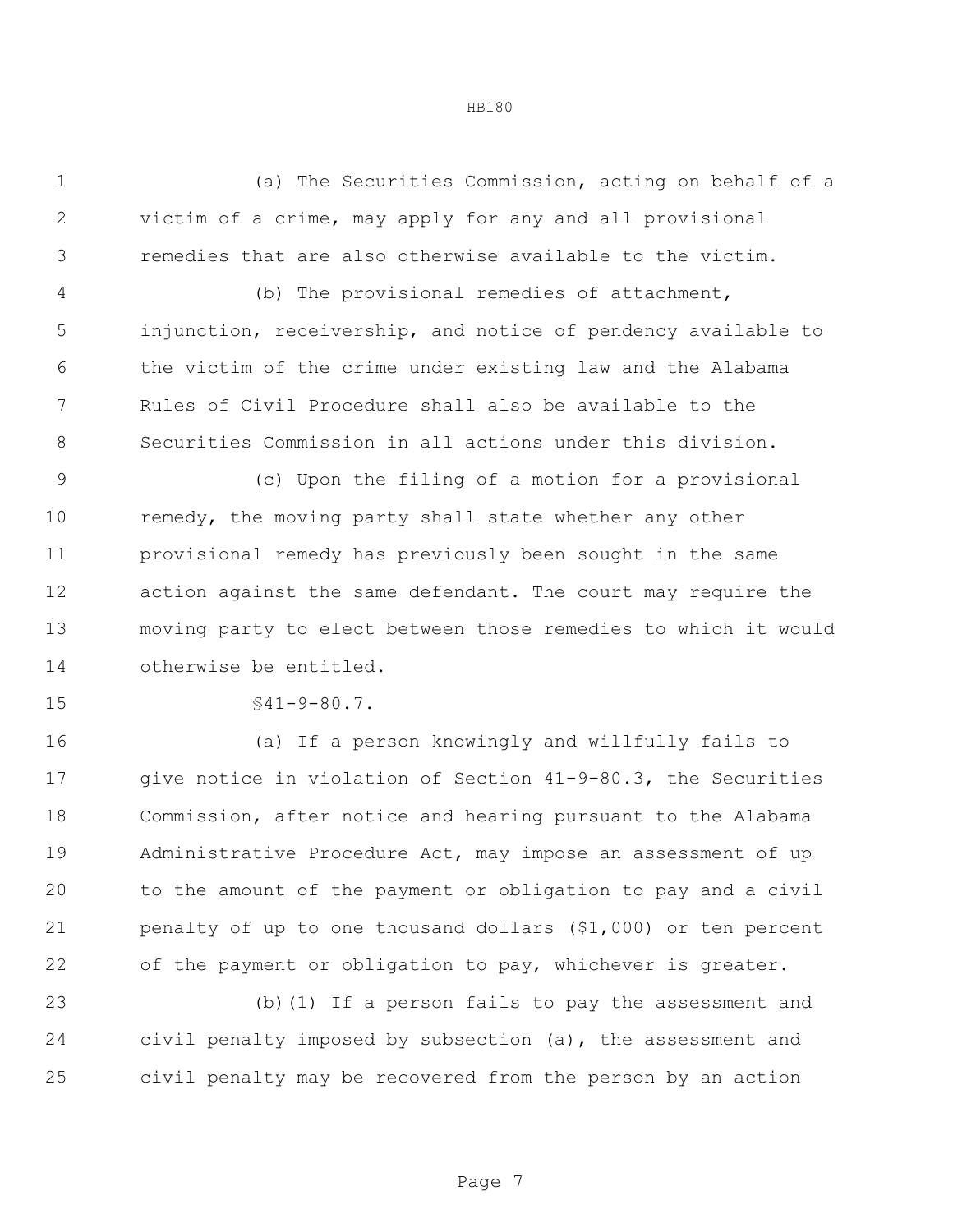(a) The Securities Commission, acting on behalf of a victim of a crime, may apply for any and all provisional remedies that are also otherwise available to the victim.

(b) The provisional remedies of attachment, injunction, receivership, and notice of pendency available to the victim of the crime under existing law and the Alabama Rules of Civil Procedure shall also be available to the Securities Commission in all actions under this division.

(c) Upon the filing of a motion for a provisional remedy, the moving party shall state whether any other provisional remedy has previously been sought in the same action against the same defendant. The court may require the moving party to elect between those remedies to which it would otherwise be entitled.

§41-9-80.7.

(a) If a person knowingly and willfully fails to give notice in violation of Section 41-9-80.3, the Securities Commission, after notice and hearing pursuant to the Alabama Administrative Procedure Act, may impose an assessment of up to the amount of the payment or obligation to pay and a civil penalty of up to one thousand dollars ($1,000) or ten percent of the payment or obligation to pay, whichever is greater.

(b)(1) If a person fails to pay the assessment and civil penalty imposed by subsection (a), the assessment and civil penalty may be recovered from the person by an action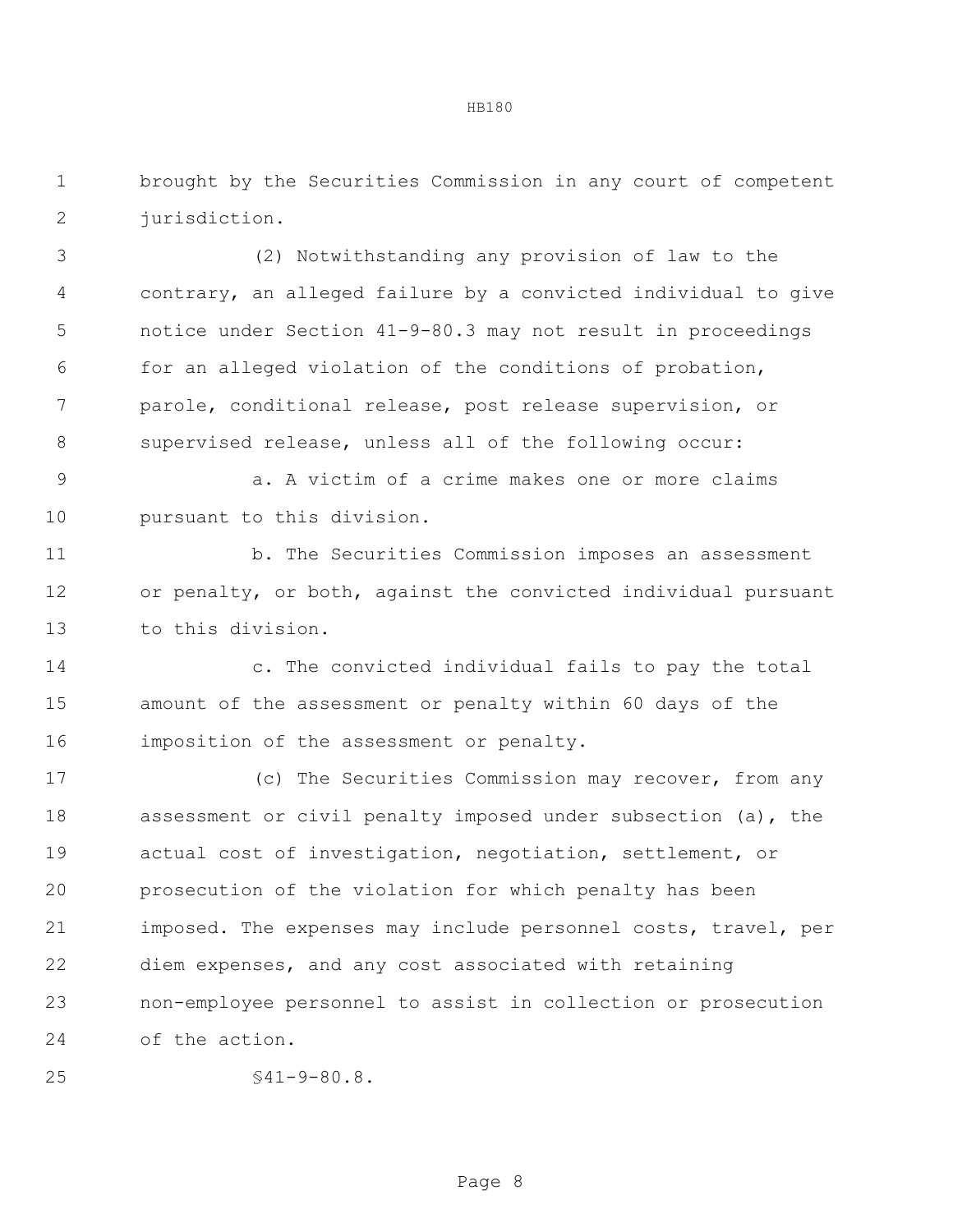brought by the Securities Commission in any court of competent jurisdiction.

(2) Notwithstanding any provision of law to the contrary, an alleged failure by a convicted individual to give notice under Section 41-9-80.3 may not result in proceedings for an alleged violation of the conditions of probation, parole, conditional release, post release supervision, or supervised release, unless all of the following occur:

a. A victim of a crime makes one or more claims pursuant to this division.

b. The Securities Commission imposes an assessment or penalty, or both, against the convicted individual pursuant to this division.

c. The convicted individual fails to pay the total amount of the assessment or penalty within 60 days of the imposition of the assessment or penalty.

(c) The Securities Commission may recover, from any assessment or civil penalty imposed under subsection (a), the actual cost of investigation, negotiation, settlement, or prosecution of the violation for which penalty has been imposed. The expenses may include personnel costs, travel, per diem expenses, and any cost associated with retaining non-employee personnel to assist in collection or prosecution of the action.

§41-9-80.8.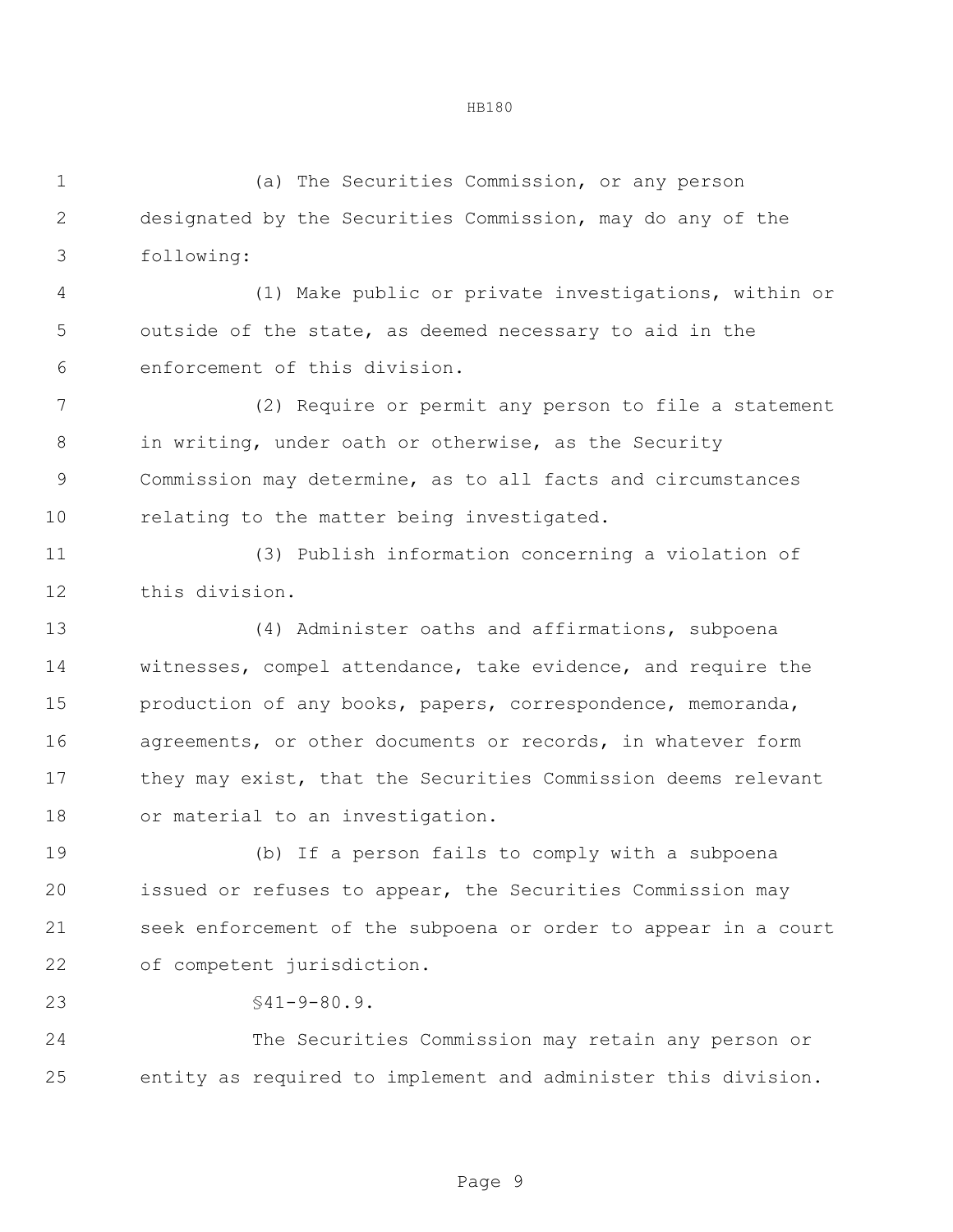(a) The Securities Commission, or any person designated by the Securities Commission, may do any of the following:

(1) Make public or private investigations, within or outside of the state, as deemed necessary to aid in the enforcement of this division.

(2) Require or permit any person to file a statement in writing, under oath or otherwise, as the Security Commission may determine, as to all facts and circumstances relating to the matter being investigated.

(3) Publish information concerning a violation of this division.

(4) Administer oaths and affirmations, subpoena witnesses, compel attendance, take evidence, and require the production of any books, papers, correspondence, memoranda, agreements, or other documents or records, in whatever form they may exist, that the Securities Commission deems relevant or material to an investigation.

(b) If a person fails to comply with a subpoena issued or refuses to appear, the Securities Commission may seek enforcement of the subpoena or order to appear in a court of competent jurisdiction.

§41-9-80.9.

The Securities Commission may retain any person or entity as required to implement and administer this division.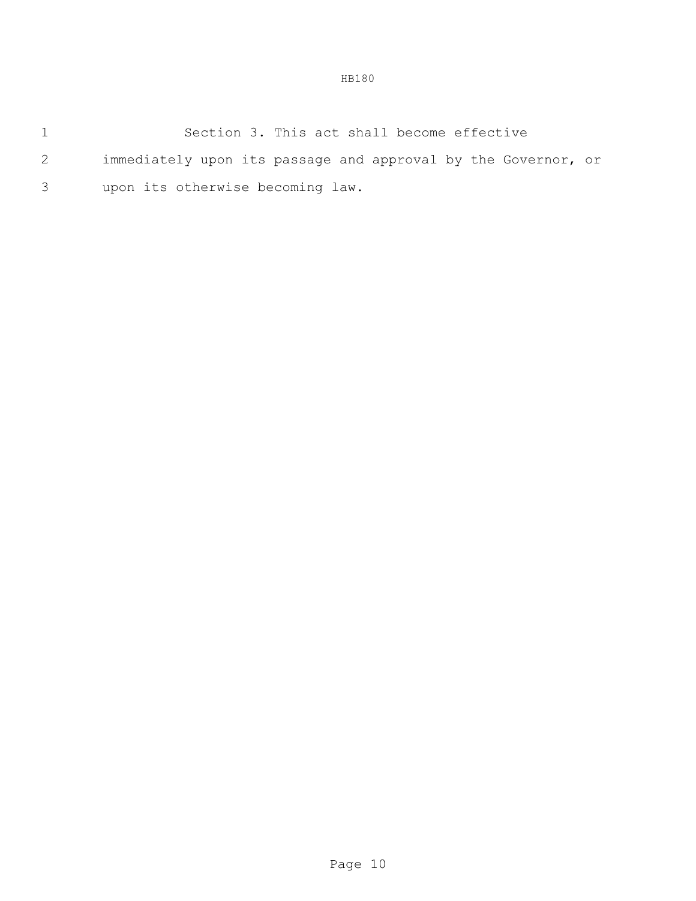Section 3. This act shall become effective immediately upon its passage and approval by the Governor, or upon its otherwise becoming law.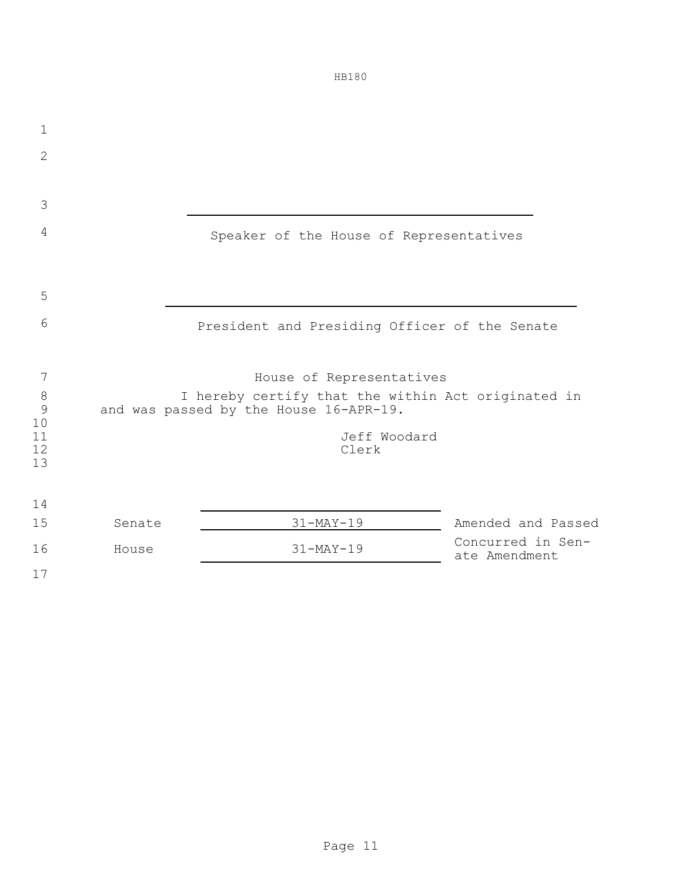________________________________________

Speaker of the House of Representatives

________________________________________

President and Presiding Officer of the Senate

House of Representatives

I hereby certify that the within Act originated in and was passed by the House 16-APR-19.

Jeff Woodard
Clerk

| | | |
|---|---|---|
| Senate | 31-MAY-19 | Amended and Passed |
| House | 31-MAY-19 | Concurred in Senate Amendment |